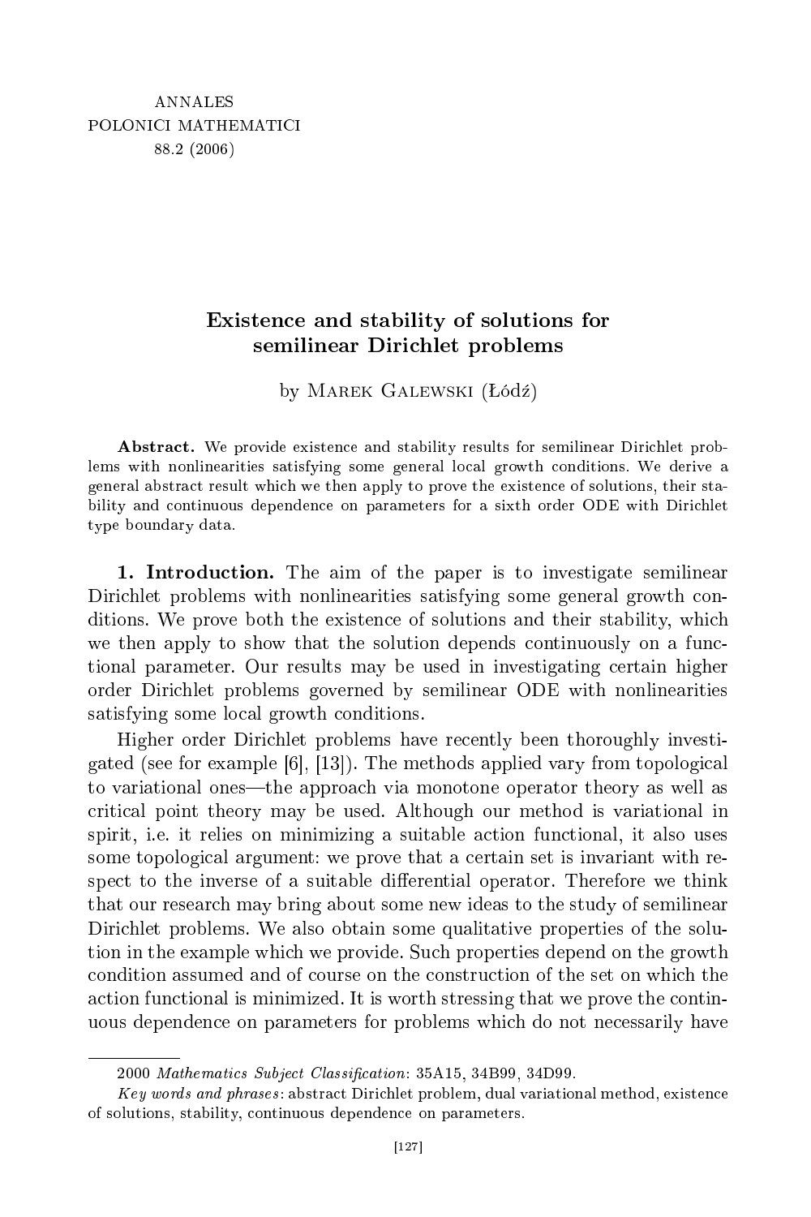# Existence and stability of solutions for semilinear Dirichlet problems

by Marek Galewski (Łódź)

**Abstract.** We provide existence and stability results for semilinear Dirichlet problems with nonlinearities satisfying some general local growth conditions. We derive a general abstract result which we then apply to prove the existence of solutions, their stability and continuous dependence on parameters for a sixth order ODE with Dirichlet type boundary data.

**1. Introduction.** The aim of the paper is to investigate semilinear Dirichlet problems with nonlinearities satisfying some general growth conditions. We prove both the existence of solutions and their stability, which we then apply to show that the solution depends continuously on a functional parameter. Our results may be used in investigating certain higher order Dirichlet problems governed by semilinear ODE with nonlinearities satisfying some local growth conditions.

Higher order Dirichlet problems have recently been thoroughly investigated (see for example [6], [13]). The methods applied vary from topological to variational ones—the approach via monotone operator theory as well as critical point theory may be used. Although our method is variational in spirit, i.e. it relies on minimizing a suitable action functional, it also uses some topological argument: we prove that a certain set is invariant with respect to the inverse of a suitable differential operator. Therefore we think that our research may bring about some new ideas to the study of semilinear Dirichlet problems. We also obtain some qualitative properties of the solution in the example which we provide. Such properties depend on the growth condition assumed and of course on the construction of the set on which the action functional is minimized. It is worth stressing that we prove the continuous dependence on parameters for problems which do not necessarily have

2000 *Mathematics Subject Classification*: 35A15, 34B99, 34D99.

*Key words and phrases*: abstract Dirichlet problem, dual variational method, existence of solutions, stability, continuous dependence on parameters.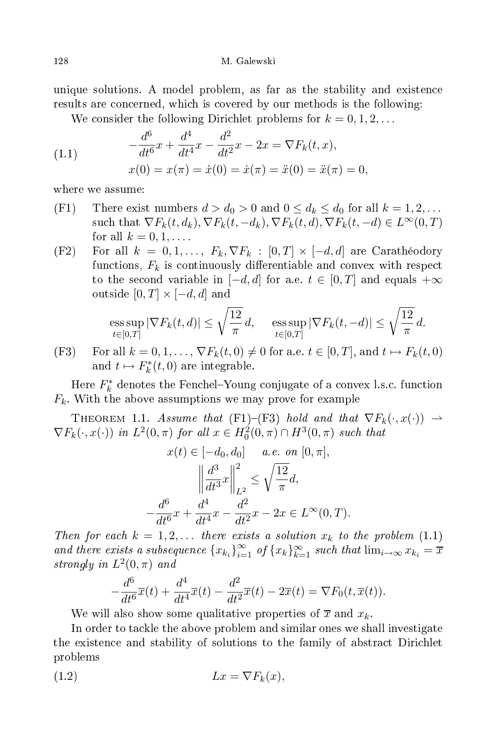unique solutions. A model problem, as far as the stability and existence results are concerned, which is covered by our methods is the following:

We consider the following Dirichlet problems for $k = 0, 1, 2, \ldots$

$$
\begin{aligned}
&-\frac{d^6}{dt^6}x + \frac{d^4}{dt^4}x - \frac{d^2}{dt^2}x - 2x = \nabla F_k(t, x), \\
&x(0) = x(\pi) = \dot{x}(0) = \dot{x}(\pi) = \ddot{x}(0) = \ddot{x}(\pi) = 0,
\end{aligned}
\tag{1.1}
$$

where we assume:

(F1) There exist numbers $d > d_0 > 0$ and $0 \le d_k \le d_0$ for all $k = 1, 2, \ldots$ such that $\nabla F_k(t, d_k), \nabla F_k(t, -d_k), \nabla F_k(t, d), \nabla F_k(t, -d) \in L^\infty(0, T)$ for all $k = 0, 1, \ldots$.

(F2) For all $k = 0, 1, \ldots$, $F_k, \nabla F_k : [0, T] \times [-d, d]$ are Carathéodory functions, $F_k$ is continuously differentiable and convex with respect to the second variable in $[-d, d]$ for a.e. $t \in [0, T]$ and equals $+\infty$ outside $[0, T] \times [-d, d]$ and

$$
\operatorname*{ess\,sup}_{t \in [0,T]} |\nabla F_k(t, d)| \le \sqrt{\frac{12}{\pi}}\, d, \qquad \operatorname*{ess\,sup}_{t \in [0,T]} |\nabla F_k(t, -d)| \le \sqrt{\frac{12}{\pi}}\, d.
$$

(F3) For all $k = 0, 1, \ldots$, $\nabla F_k(t, 0) \neq 0$ for a.e. $t \in [0, T]$, and $t \mapsto F_k(t, 0)$ and $t \mapsto F_k^*(t, 0)$ are integrable.

Here $F_k^*$ denotes the Fenchel–Young conjugate of a convex l.s.c. function $F_k$. With the above assumptions we may prove for example

Theorem 1.1. *Assume that* (F1)–(F3) *hold and that* $\nabla F_k(\cdot, x(\cdot)) \rightharpoonup \nabla F_k(\cdot, x(\cdot))$ *in* $L^2(0, \pi)$ *for all* $x \in H_0^2(0, \pi) \cap H^3(0, \pi)$ *such that*

$$
x(t) \in [-d_0, d_0] \quad \text{a.e. on } [0, \pi],
$$

$$
\left\| \frac{d^3}{dt^3} x \right\|_{L^2}^2 \le \sqrt{\frac{12}{\pi}} d,
$$

$$
-\frac{d^6}{dt^6}x + \frac{d^4}{dt^4}x - \frac{d^2}{dt^2}x - 2x \in L^\infty(0, T).
$$

*Then for each* $k = 1, 2, \ldots$ *there exists a solution* $x_k$ *to the problem* (1.1) *and there exists a subsequence* $\{x_{k_i}\}_{i=1}^\infty$ *of* $\{x_k\}_{k=1}^\infty$ *such that* $\lim_{i \to \infty} x_{k_i} = \overline{x}$ *strongly in* $L^2(0, \pi)$ *and*

$$
-\frac{d^6}{dt^6}\overline{x}(t) + \frac{d^4}{dt^4}\overline{x}(t) - \frac{d^2}{dt^2}\overline{x}(t) - 2\overline{x}(t) = \nabla F_0(t, \overline{x}(t)).
$$

We will also show some qualitative properties of $\overline{x}$ and $x_k$.

In order to tackle the above problem and similar ones we shall investigate the existence and stability of solutions to the family of abstract Dirichlet problems

$$
Lx = \nabla F_k(x), \tag{1.2}
$$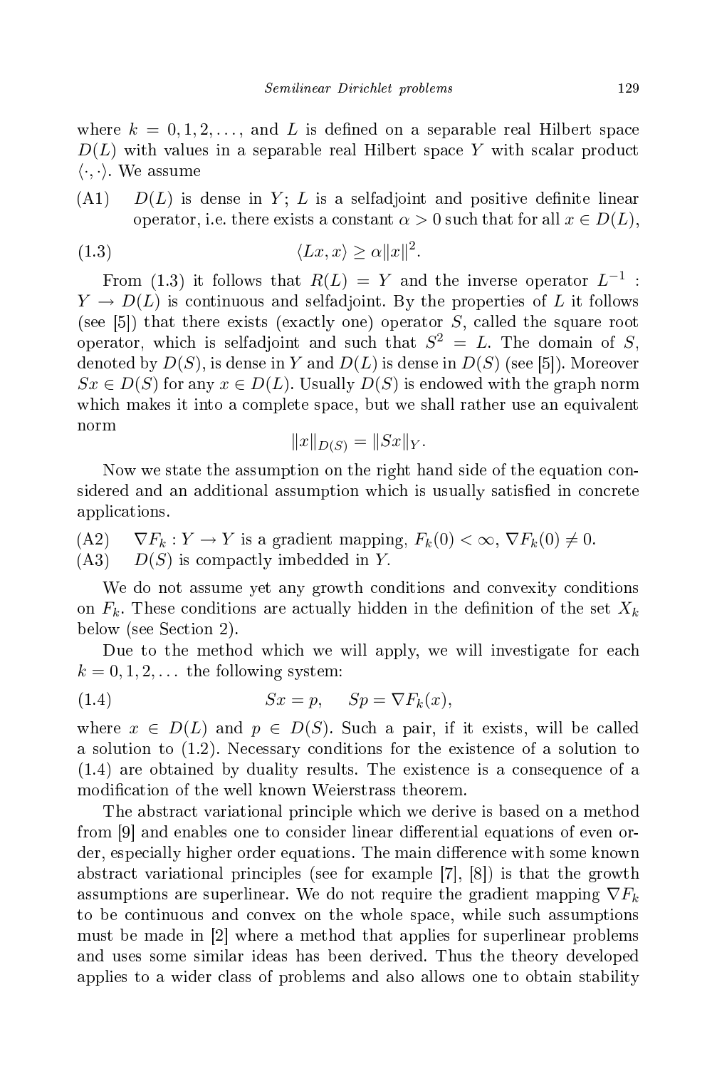where $k = 0, 1, 2, \ldots$, and $L$ is defined on a separable real Hilbert space $D(L)$ with values in a separable real Hilbert space $Y$ with scalar product $\langle \cdot, \cdot \rangle$. We assume

(A1) $D(L)$ is dense in $Y$; $L$ is a selfadjoint and positive definite linear operator, i.e. there exists a constant $\alpha > 0$ such that for all $x \in D(L)$,

$$\langle Lx, x \rangle \geq \alpha \|x\|^2. \tag{1.3}$$

From (1.3) it follows that $R(L) = Y$ and the inverse operator $L^{-1} : Y \to D(L)$ is continuous and selfadjoint. By the properties of $L$ it follows (see [5]) that there exists (exactly one) operator $S$, called the square root operator, which is selfadjoint and such that $S^2 = L$. The domain of $S$, denoted by $D(S)$, is dense in $Y$ and $D(L)$ is dense in $D(S)$ (see [5]). Moreover $Sx \in D(S)$ for any $x \in D(L)$. Usually $D(S)$ is endowed with the graph norm which makes it into a complete space, but we shall rather use an equivalent norm

$$\|x\|_{D(S)} = \|Sx\|_Y.$$

Now we state the assumption on the right hand side of the equation considered and an additional assumption which is usually satisfied in concrete applications.

(A2) $\nabla F_k : Y \to Y$ is a gradient mapping, $F_k(0) < \infty$, $\nabla F_k(0) \neq 0$.

(A3) $D(S)$ is compactly imbedded in $Y$.

We do not assume yet any growth conditions and convexity conditions on $F_k$. These conditions are actually hidden in the definition of the set $X_k$ below (see Section 2).

Due to the method which we will apply, we will investigate for each $k = 0, 1, 2, \ldots$ the following system:

$$Sx = p, \quad Sp = \nabla F_k(x), \tag{1.4}$$

where $x \in D(L)$ and $p \in D(S)$. Such a pair, if it exists, will be called a solution to (1.2). Necessary conditions for the existence of a solution to (1.4) are obtained by duality results. The existence is a consequence of a modification of the well known Weierstrass theorem.

The abstract variational principle which we derive is based on a method from [9] and enables one to consider linear differential equations of even order, especially higher order equations. The main difference with some known abstract variational principles (see for example [7], [8]) is that the growth assumptions are superlinear. We do not require the gradient mapping $\nabla F_k$ to be continuous and convex on the whole space, while such assumptions must be made in [2] where a method that applies for superlinear problems and uses some similar ideas has been derived. Thus the theory developed applies to a wider class of problems and also allows one to obtain stability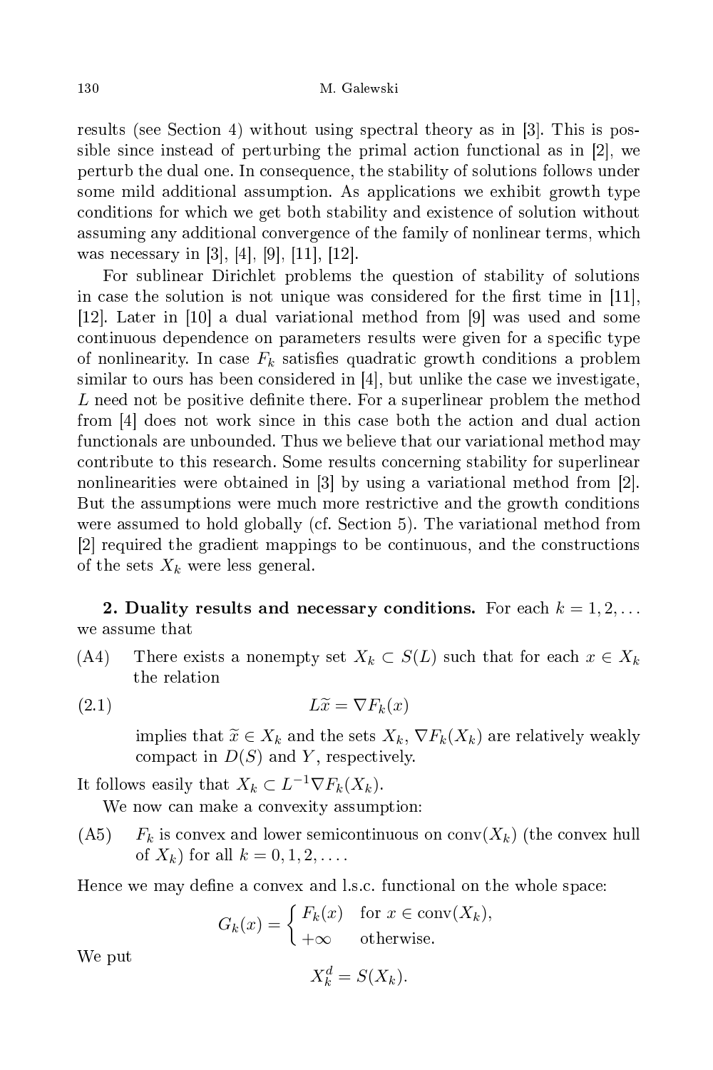results (see Section 4) without using spectral theory as in [3]. This is possible since instead of perturbing the primal action functional as in [2], we perturb the dual one. In consequence, the stability of solutions follows under some mild additional assumption. As applications we exhibit growth type conditions for which we get both stability and existence of solution without assuming any additional convergence of the family of nonlinear terms, which was necessary in [3], [4], [9], [11], [12].

For sublinear Dirichlet problems the question of stability of solutions in case the solution is not unique was considered for the first time in [11], [12]. Later in [10] a dual variational method from [9] was used and some continuous dependence on parameters results were given for a specific type of nonlinearity. In case $F_k$ satisfies quadratic growth conditions a problem similar to ours has been considered in [4], but unlike the case we investigate, $L$ need not be positive definite there. For a superlinear problem the method from [4] does not work since in this case both the action and dual action functionals are unbounded. Thus we believe that our variational method may contribute to this research. Some results concerning stability for superlinear nonlinearities were obtained in [3] by using a variational method from [2]. But the assumptions were much more restrictive and the growth conditions were assumed to hold globally (cf. Section 5). The variational method from [2] required the gradient mappings to be continuous, and the constructions of the sets $X_k$ were less general.

**2. Duality results and necessary conditions.** For each $k = 1, 2, \ldots$ we assume that

(A4) There exists a nonempty set $X_k \subset S(L)$ such that for each $x \in X_k$ the relation

$$L\widetilde{x} = \nabla F_k(x) \tag{2.1}$$

implies that $\widetilde{x} \in X_k$ and the sets $X_k$, $\nabla F_k(X_k)$ are relatively weakly compact in $D(S)$ and $Y$, respectively.

It follows easily that $X_k \subset L^{-1}\nabla F_k(X_k)$.

We now can make a convexity assumption:

(A5) $F_k$ is convex and lower semicontinuous on $\operatorname{conv}(X_k)$ (the convex hull of $X_k$) for all $k = 0, 1, 2, \ldots$.

Hence we may define a convex and l.s.c. functional on the whole space:

$$G_k(x) = \begin{cases} F_k(x) & \text{for } x \in \operatorname{conv}(X_k), \\ +\infty & \text{otherwise.} \end{cases}$$

We put

$$X_k^d = S(X_k).$$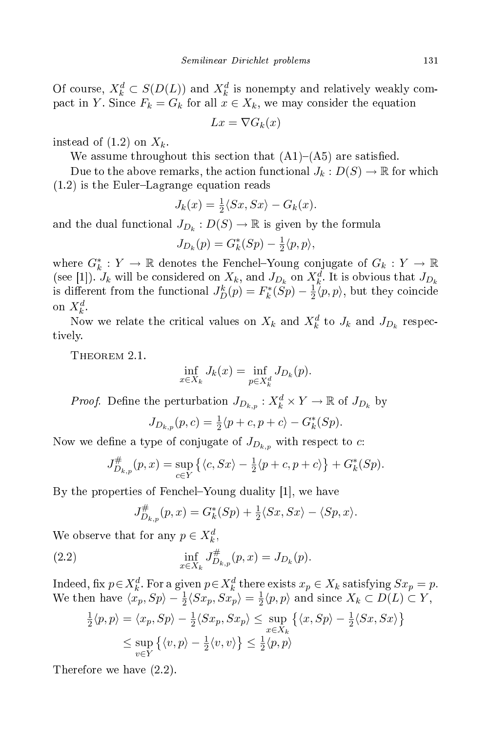Of course, $X_k^d \subset S(D(L))$ and $X_k^d$ is nonempty and relatively weakly compact in $Y$. Since $F_k = G_k$ for all $x \in X_k$, we may consider the equation

$$Lx = \nabla G_k(x)$$

instead of (1.2) on $X_k$.

We assume throughout this section that (A1)–(A5) are satisfied.

Due to the above remarks, the action functional $J_k : D(S) \to \mathbb{R}$ for which (1.2) is the Euler–Lagrange equation reads

$$J_k(x) = \tfrac{1}{2}\langle Sx, Sx\rangle - G_k(x).$$

and the dual functional $J_{D_k} : D(S) \to \mathbb{R}$ is given by the formula

$$J_{D_k}(p) = G_k^*(Sp) - \tfrac{1}{2}\langle p, p\rangle,$$

where $G_k^* : Y \to \mathbb{R}$ denotes the Fenchel–Young conjugate of $G_k : Y \to \mathbb{R}$ (see [1]). $J_k$ will be considered on $X_k$, and $J_{D_k}$ on $X_k^d$. It is obvious that $J_{D_k}$ is different from the functional $J_D^k(p) = F_k^*(Sp) - \frac{1}{2}\langle p, p\rangle$, but they coincide on $X_k^d$.

Now we relate the critical values on $X_k$ and $X_k^d$ to $J_k$ and $J_{D_k}$ respectively.

THEOREM 2.1.

$$\inf_{x \in X_k} J_k(x) = \inf_{p \in X_k^d} J_{D_k}(p).$$

*Proof.* Define the perturbation $J_{D_{k,p}} : X_k^d \times Y \to \mathbb{R}$ of $J_{D_k}$ by

$$J_{D_{k,p}}(p, c) = \tfrac{1}{2}\langle p + c, p + c\rangle - G_k^*(Sp).$$

Now we define a type of conjugate of $J_{D_{k,p}}$ with respect to $c$:

$$J^{\#}_{D_{k,p}}(p, x) = \sup_{c \in Y}\big\{\langle c, Sx\rangle - \tfrac{1}{2}\langle p + c, p + c\rangle\big\} + G_k^*(Sp).$$

By the properties of Fenchel–Young duality [1], we have

$$J^{\#}_{D_{k,p}}(p, x) = G_k^*(Sp) + \tfrac{1}{2}\langle Sx, Sx\rangle - \langle Sp, x\rangle.$$

We observe that for any $p \in X_k^d$,

$$\inf_{x \in X_k} J^{\#}_{D_{k,p}}(p, x) = J_{D_k}(p). \tag{2.2}$$

Indeed, fix $p \in X_k^d$. For a given $p \in X_k^d$ there exists $x_p \in X_k$ satisfying $Sx_p = p$. We then have $\langle x_p, Sp\rangle - \frac{1}{2}\langle Sx_p, Sx_p\rangle = \frac{1}{2}\langle p, p\rangle$ and since $X_k \subset D(L) \subset Y$,

$$\begin{aligned}
\tfrac{1}{2}\langle p, p\rangle = \langle x_p, Sp\rangle - \tfrac{1}{2}\langle Sx_p, Sx_p\rangle &\le \sup_{x \in X_k}\big\{\langle x, Sp\rangle - \tfrac{1}{2}\langle Sx, Sx\rangle\big\} \\
&\le \sup_{v \in Y}\big\{\langle v, p\rangle - \tfrac{1}{2}\langle v, v\rangle\big\} \le \tfrac{1}{2}\langle p, p\rangle
\end{aligned}$$

Therefore we have (2.2).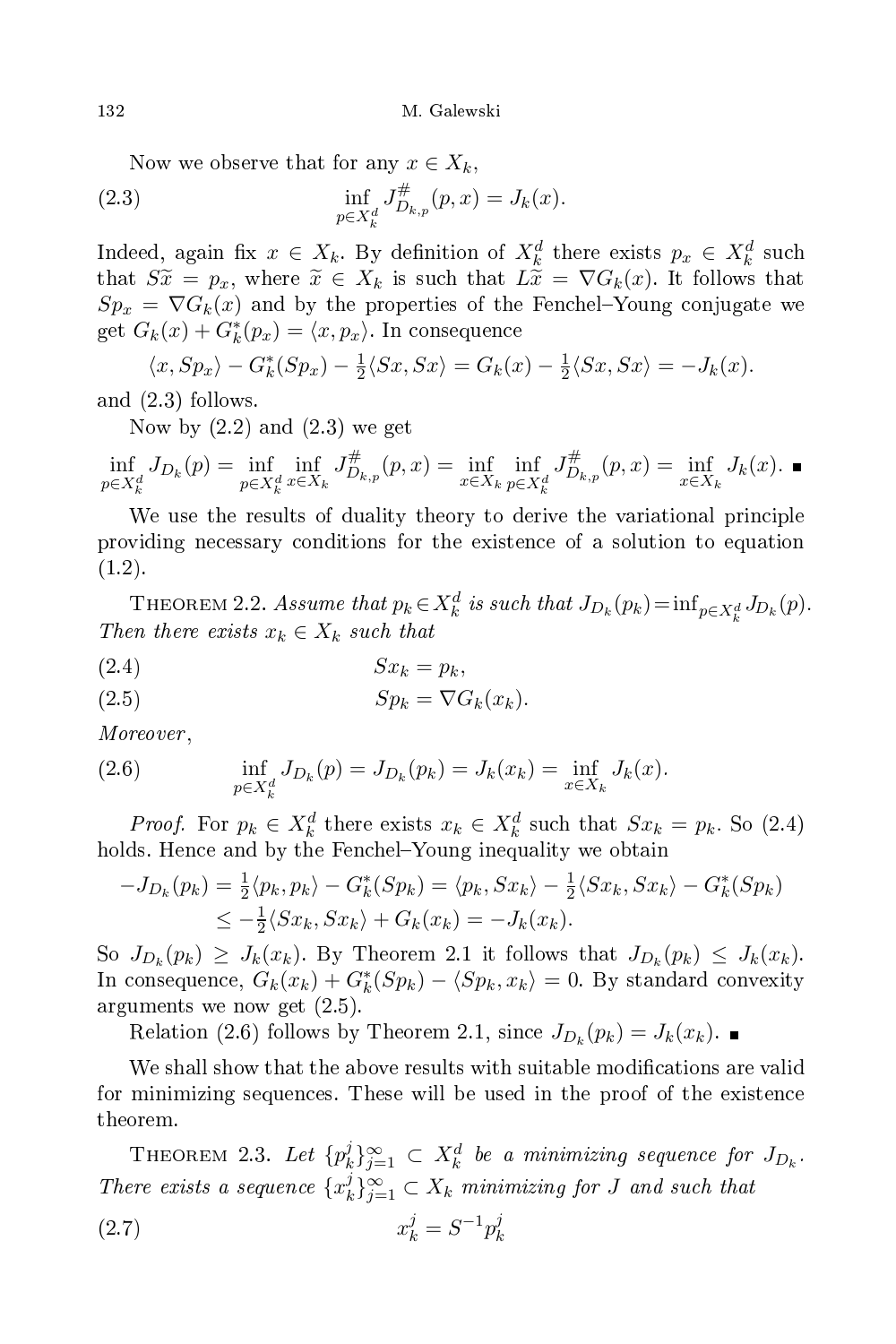Now we observe that for any $x \in X_k$,

$$\inf_{p \in X_k^d} J^{\#}_{D_{k,p}}(p, x) = J_k(x). \tag{2.3}$$

Indeed, again fix $x \in X_k$. By definition of $X_k^d$ there exists $p_x \in X_k^d$ such that $S\widetilde{x} = p_x$, where $\widetilde{x} \in X_k$ is such that $L\widetilde{x} = \nabla G_k(x)$. It follows that $Sp_x = \nabla G_k(x)$ and by the properties of the Fenchel–Young conjugate we get $G_k(x) + G_k^*(p_x) = \langle x, p_x \rangle$. In consequence

$$\langle x, Sp_x \rangle - G_k^*(Sp_x) - \tfrac{1}{2}\langle Sx, Sx \rangle = G_k(x) - \tfrac{1}{2}\langle Sx, Sx \rangle = -J_k(x).$$

and (2.3) follows.

Now by (2.2) and (2.3) we get

$$\inf_{p \in X_k^d} J_{D_k}(p) = \inf_{p \in X_k^d} \inf_{x \in X_k} J^{\#}_{D_{k,p}}(p, x) = \inf_{x \in X_k} \inf_{p \in X_k^d} J^{\#}_{D_{k,p}}(p, x) = \inf_{x \in X_k} J_k(x). \ \blacksquare$$

We use the results of duality theory to derive the variational principle providing necessary conditions for the existence of a solution to equation (1.2).

Theorem 2.2. *Assume that $p_k \in X_k^d$ is such that $J_{D_k}(p_k) = \inf_{p \in X_k^d} J_{D_k}(p)$. Then there exists $x_k \in X_k$ such that*

$$Sx_k = p_k, \tag{2.4}$$

$$Sp_k = \nabla G_k(x_k). \tag{2.5}$$

*Moreover*,

$$\inf_{p \in X_k^d} J_{D_k}(p) = J_{D_k}(p_k) = J_k(x_k) = \inf_{x \in X_k} J_k(x). \tag{2.6}$$

*Proof.* For $p_k \in X_k^d$ there exists $x_k \in X_k^d$ such that $Sx_k = p_k$. So (2.4) holds. Hence and by the Fenchel–Young inequality we obtain

$$\begin{aligned} -J_{D_k}(p_k) &= \tfrac{1}{2}\langle p_k, p_k \rangle - G_k^*(Sp_k) = \langle p_k, Sx_k \rangle - \tfrac{1}{2}\langle Sx_k, Sx_k \rangle - G_k^*(Sp_k) \\ &\le -\tfrac{1}{2}\langle Sx_k, Sx_k \rangle + G_k(x_k) = -J_k(x_k). \end{aligned}$$

So $J_{D_k}(p_k) \ge J_k(x_k)$. By Theorem 2.1 it follows that $J_{D_k}(p_k) \le J_k(x_k)$. In consequence, $G_k(x_k) + G_k^*(Sp_k) - \langle Sp_k, x_k \rangle = 0$. By standard convexity arguments we now get (2.5).

Relation (2.6) follows by Theorem 2.1, since $J_{D_k}(p_k) = J_k(x_k)$. $\blacksquare$

We shall show that the above results with suitable modifications are valid for minimizing sequences. These will be used in the proof of the existence theorem.

Theorem 2.3. *Let $\{p_k^j\}_{j=1}^{\infty} \subset X_k^d$ be a minimizing sequence for $J_{D_k}$. There exists a sequence $\{x_k^j\}_{j=1}^{\infty} \subset X_k$ minimizing for $J$ and such that*

$$x_k^j = S^{-1} p_k^j \tag{2.7}$$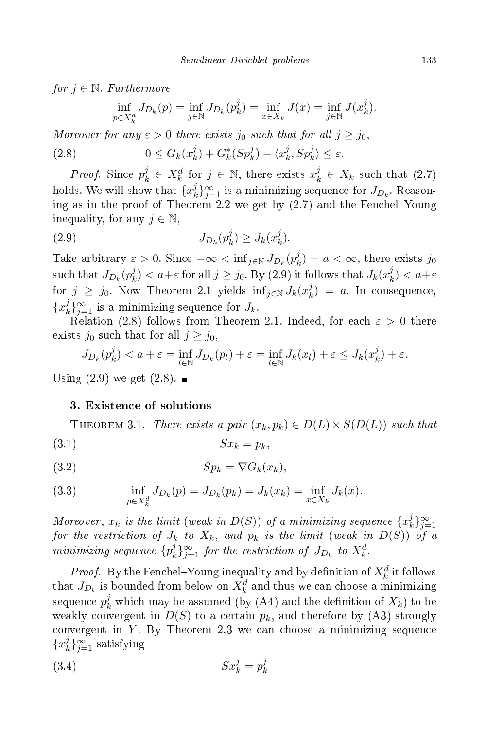*for $j \in \mathbb{N}$. Furthermore*

$$\inf_{p \in X_k^d} J_{D_k}(p) = \inf_{j \in \mathbb{N}} J_{D_k}(p_k^j) = \inf_{x \in X_k} J(x) = \inf_{j \in \mathbb{N}} J(x_k^j).$$

*Moreover for any $\varepsilon > 0$ there exists $j_0$ such that for all $j \ge j_0$,*

$$0 \le G_k(x_k^j) + G_k^*(Sp_k^j) - \langle x_k^j, Sp_k^j \rangle \le \varepsilon. \tag{2.8}$$

*Proof.* Since $p_k^j \in X_k^d$ for $j \in \mathbb{N}$, there exists $x_k^j \in X_k$ such that (2.7) holds. We will show that $\{x_k^j\}_{j=1}^\infty$ is a minimizing sequence for $J_{D_k}$. Reasoning as in the proof of Theorem 2.2 we get by (2.7) and the Fenchel–Young inequality, for any $j \in \mathbb{N}$,

$$J_{D_k}(p_k^j) \ge J_k(x_k^j). \tag{2.9}$$

Take arbitrary $\varepsilon > 0$. Since $-\infty < \inf_{j \in \mathbb{N}} J_{D_k}(p_k^j) = a < \infty$, there exists $j_0$ such that $J_{D_k}(p_k^j) < a + \varepsilon$ for all $j \ge j_0$. By (2.9) it follows that $J_k(x_k^j) < a + \varepsilon$ for $j \ge j_0$. Now Theorem 2.1 yields $\inf_{j \in \mathbb{N}} J_k(x_k^j) = a$. In consequence, $\{x_k^j\}_{j=1}^\infty$ is a minimizing sequence for $J_k$.

Relation (2.8) follows from Theorem 2.1. Indeed, for each $\varepsilon > 0$ there exists $j_0$ such that for all $j \ge j_0$,

$$J_{D_k}(p_k^j) < a + \varepsilon = \inf_{l \in \mathbb{N}} J_{D_k}(p_l) + \varepsilon = \inf_{l \in \mathbb{N}} J_k(x_l) + \varepsilon \le J_k(x_k^j) + \varepsilon.$$

Using (2.9) we get (2.8). ∎

## 3. Existence of solutions

THEOREM 3.1. *There exists a pair $(x_k, p_k) \in D(L) \times S(D(L))$ such that*

$$Sx_k = p_k, \tag{3.1}$$

$$Sp_k = \nabla G_k(x_k), \tag{3.2}$$

$$\inf_{p \in X_k^d} J_{D_k}(p) = J_{D_k}(p_k) = J_k(x_k) = \inf_{x \in X_k} J_k(x). \tag{3.3}$$

*Moreover, $x_k$ is the limit (weak in $D(S)$) of a minimizing sequence $\{x_k^j\}_{j=1}^\infty$ for the restriction of $J_k$ to $X_k$, and $p_k$ is the limit (weak in $D(S)$) of a minimizing sequence $\{p_k^j\}_{j=1}^\infty$ for the restriction of $J_{D_k}$ to $X_k^d$.*

*Proof.* By the Fenchel–Young inequality and by definition of $X_k^d$ it follows that $J_{D_k}$ is bounded from below on $X_k^d$ and thus we can choose a minimizing sequence $p_k^j$ which may be assumed (by (A4) and the definition of $X_k$) to be weakly convergent in $D(S)$ to a certain $p_k$, and therefore by (A3) strongly convergent in $Y$. By Theorem 2.3 we can choose a minimizing sequence $\{x_k^j\}_{j=1}^\infty$ satisfying

$$Sx_k^j = p_k^j \tag{3.4}$$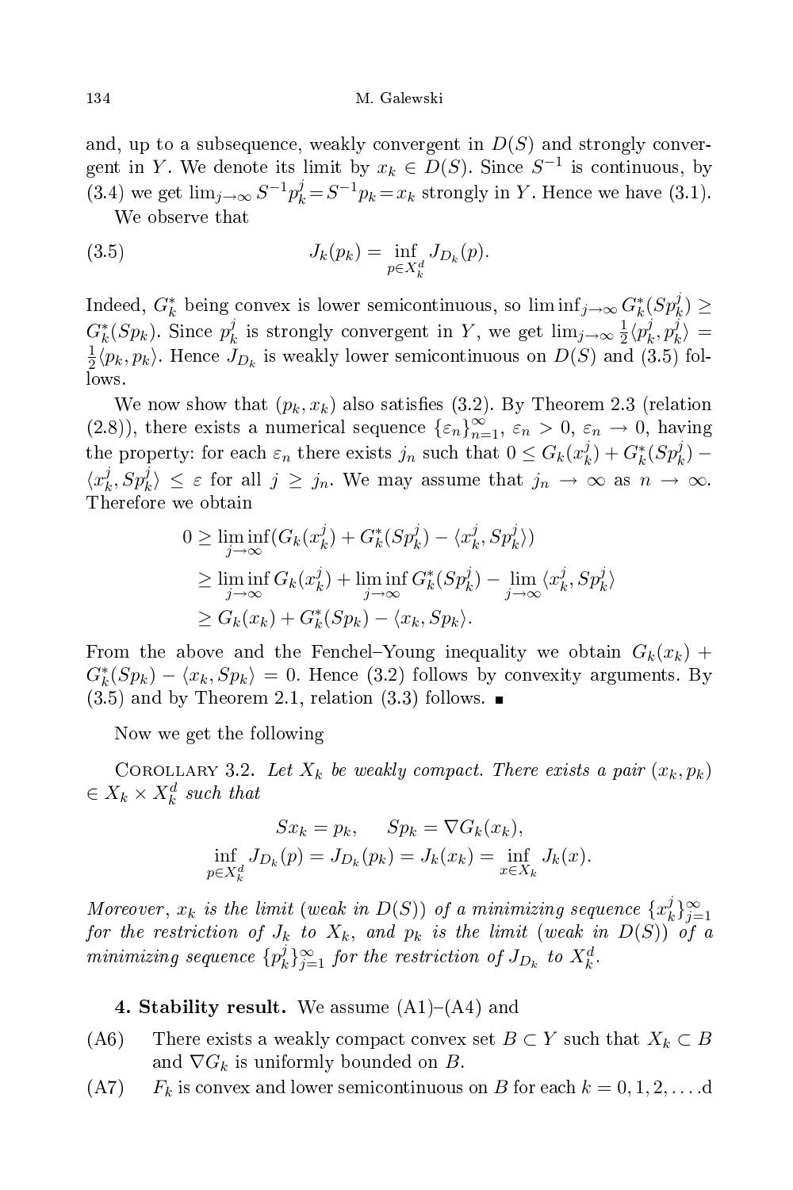and, up to a subsequence, weakly convergent in $D(S)$ and strongly convergent in $Y$. We denote its limit by $x_k \in D(S)$. Since $S^{-1}$ is continuous, by (3.4) we get $\lim_{j\to\infty} S^{-1}p_k^j = S^{-1}p_k = x_k$ strongly in $Y$. Hence we have (3.1).

We observe that

$$J_k(p_k) = \inf_{p \in X_k^d} J_{D_k}(p). \tag{3.5}$$

Indeed, $G_k^*$ being convex is lower semicontinuous, so $\liminf_{j\to\infty} G_k^*(Sp_k^j) \geq G_k^*(Sp_k)$. Since $p_k^j$ is strongly convergent in $Y$, we get $\lim_{j\to\infty} \frac{1}{2}\langle p_k^j, p_k^j\rangle = \frac{1}{2}\langle p_k, p_k\rangle$. Hence $J_{D_k}$ is weakly lower semicontinuous on $D(S)$ and (3.5) follows.

We now show that $(p_k, x_k)$ also satisfies (3.2). By Theorem 2.3 (relation (2.8)), there exists a numerical sequence $\{\varepsilon_n\}_{n=1}^\infty$, $\varepsilon_n > 0$, $\varepsilon_n \to 0$, having the property: for each $\varepsilon_n$ there exists $j_n$ such that $0 \leq G_k(x_k^j) + G_k^*(Sp_k^j) - \langle x_k^j, Sp_k^j\rangle \leq \varepsilon$ for all $j \geq j_n$. We may assume that $j_n \to \infty$ as $n \to \infty$. Therefore we obtain

$$\begin{aligned}
0 &\geq \liminf_{j\to\infty}(G_k(x_k^j) + G_k^*(Sp_k^j) - \langle x_k^j, Sp_k^j\rangle) \\
&\geq \liminf_{j\to\infty} G_k(x_k^j) + \liminf_{j\to\infty} G_k^*(Sp_k^j) - \lim_{j\to\infty}\langle x_k^j, Sp_k^j\rangle \\
&\geq G_k(x_k) + G_k^*(Sp_k) - \langle x_k, Sp_k\rangle.
\end{aligned}$$

From the above and the Fenchel–Young inequality we obtain $G_k(x_k) + G_k^*(Sp_k) - \langle x_k, Sp_k\rangle = 0$. Hence (3.2) follows by convexity arguments. By (3.5) and by Theorem 2.1, relation (3.3) follows. ∎

Now we get the following

Corollary 3.2. *Let $X_k$ be weakly compact. There exists a pair $(x_k, p_k) \in X_k \times X_k^d$ such that*

$$Sx_k = p_k, \qquad Sp_k = \nabla G_k(x_k),$$
$$\inf_{p\in X_k^d} J_{D_k}(p) = J_{D_k}(p_k) = J_k(x_k) = \inf_{x\in X_k} J_k(x).$$

*Moreover, $x_k$ is the limit (weak in $D(S)$) of a minimizing sequence $\{x_k^j\}_{j=1}^\infty$ for the restriction of $J_k$ to $X_k$, and $p_k$ is the limit (weak in $D(S)$) of a minimizing sequence $\{p_k^j\}_{j=1}^\infty$ for the restriction of $J_{D_k}$ to $X_k^d$.*

**4. Stability result.** We assume (A1)–(A4) and

(A6) There exists a weakly compact convex set $B \subset Y$ such that $X_k \subset B$ and $\nabla G_k$ is uniformly bounded on $B$.

(A7) $F_k$ is convex and lower semicontinuous on $B$ for each $k = 0, 1, 2, \ldots$.d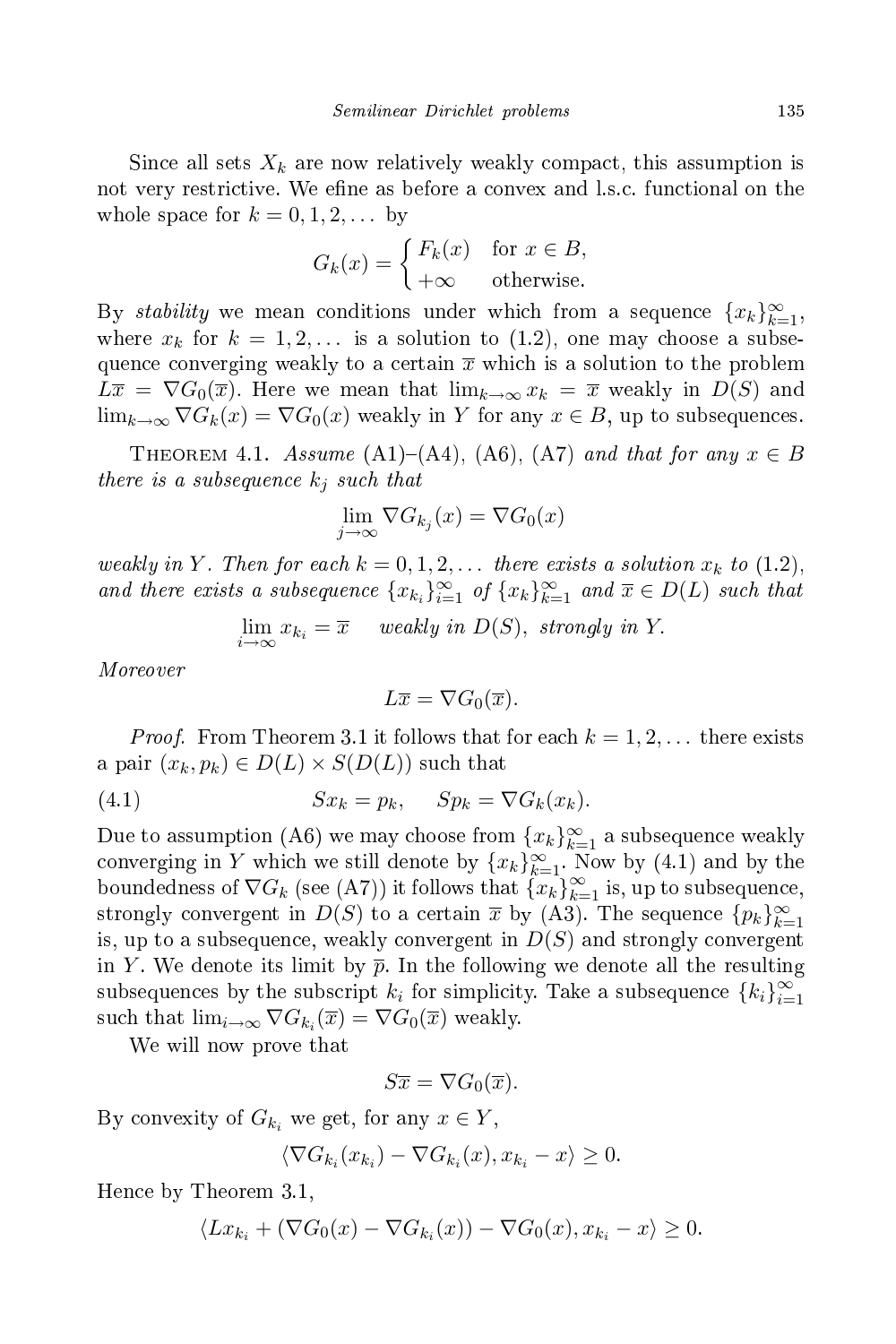Since all sets $X_k$ are now relatively weakly compact, this assumption is not very restrictive. We efine as before a convex and l.s.c. functional on the whole space for $k = 0, 1, 2, \ldots$ by

$$G_k(x) = \begin{cases} F_k(x) & \text{for } x \in B, \\ +\infty & \text{otherwise.} \end{cases}$$

By *stability* we mean conditions under which from a sequence $\{x_k\}_{k=1}^{\infty}$, where $x_k$ for $k = 1, 2, \ldots$ is a solution to (1.2), one may choose a subsequence converging weakly to a certain $\overline{x}$ which is a solution to the problem $L\overline{x} = \nabla G_0(\overline{x})$. Here we mean that $\lim_{k\to\infty} x_k = \overline{x}$ weakly in $D(S)$ and $\lim_{k\to\infty} \nabla G_k(x) = \nabla G_0(x)$ weakly in $Y$ for any $x \in B$, up to subsequences.

Theorem 4.1. *Assume* (A1)–(A4), (A6), (A7) *and that for any $x \in B$ there is a subsequence $k_j$ such that*

$$\lim_{j\to\infty} \nabla G_{k_j}(x) = \nabla G_0(x)$$

*weakly in $Y$. Then for each $k = 0, 1, 2, \ldots$ there exists a solution $x_k$ to* (1.2), *and there exists a subsequence $\{x_{k_i}\}_{i=1}^{\infty}$ of $\{x_k\}_{k=1}^{\infty}$ and $\overline{x} \in D(L)$ such that*

$$\lim_{i\to\infty} x_{k_i} = \overline{x} \quad \textit{weakly in } D(S), \textit{ strongly in } Y.$$

*Moreover*

$$L\overline{x} = \nabla G_0(\overline{x}).$$

*Proof.* From Theorem 3.1 it follows that for each $k = 1, 2, \ldots$ there exists a pair $(x_k, p_k) \in D(L) \times S(D(L))$ such that

$$Sx_k = p_k, \quad Sp_k = \nabla G_k(x_k). \tag{4.1}$$

Due to assumption (A6) we may choose from $\{x_k\}_{k=1}^{\infty}$ a subsequence weakly converging in $Y$ which we still denote by $\{x_k\}_{k=1}^{\infty}$. Now by (4.1) and by the boundedness of $\nabla G_k$ (see (A7)) it follows that $\{x_k\}_{k=1}^{\infty}$ is, up to subsequence, strongly convergent in $D(S)$ to a certain $\overline{x}$ by (A3). The sequence $\{p_k\}_{k=1}^{\infty}$ is, up to a subsequence, weakly convergent in $D(S)$ and strongly convergent in $Y$. We denote its limit by $\overline{p}$. In the following we denote all the resulting subsequences by the subscript $k_i$ for simplicity. Take a subsequence $\{k_i\}_{i=1}^{\infty}$ such that $\lim_{i\to\infty} \nabla G_{k_i}(\overline{x}) = \nabla G_0(\overline{x})$ weakly.

We will now prove that

$$S\overline{x} = \nabla G_0(\overline{x}).$$

By convexity of $G_{k_i}$ we get, for any $x \in Y$,

$$\langle \nabla G_{k_i}(x_{k_i}) - \nabla G_{k_i}(x), x_{k_i} - x \rangle \geq 0.$$

Hence by Theorem 3.1,

$$\langle Lx_{k_i} + (\nabla G_0(x) - \nabla G_{k_i}(x)) - \nabla G_0(x), x_{k_i} - x \rangle \geq 0.$$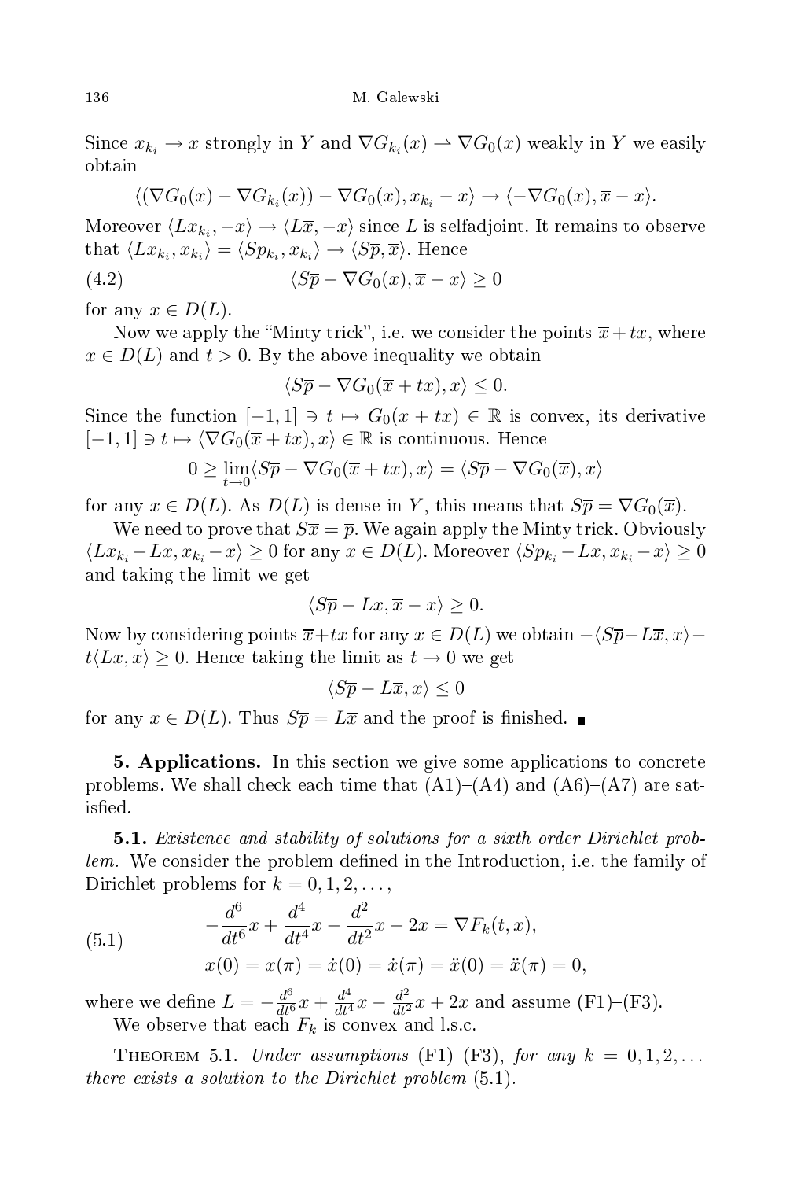Since $x_{k_i} \to \overline{x}$ strongly in $Y$ and $\nabla G_{k_i}(x) \rightharpoonup \nabla G_0(x)$ weakly in $Y$ we easily obtain

$$\langle (\nabla G_0(x) - \nabla G_{k_i}(x)) - \nabla G_0(x), x_{k_i} - x\rangle \to \langle -\nabla G_0(x), \overline{x} - x\rangle.$$

Moreover $\langle Lx_{k_i}, -x\rangle \to \langle L\overline{x}, -x\rangle$ since $L$ is selfadjoint. It remains to observe that $\langle Lx_{k_i}, x_{k_i}\rangle = \langle Sp_{k_i}, x_{k_i}\rangle \to \langle S\overline{p}, \overline{x}\rangle$. Hence

$$\langle S\overline{p} - \nabla G_0(x), \overline{x} - x\rangle \geq 0 \tag{4.2}$$

for any $x \in D(L)$.

Now we apply the "Minty trick", i.e. we consider the points $\overline{x} + tx$, where $x \in D(L)$ and $t > 0$. By the above inequality we obtain

$$\langle S\overline{p} - \nabla G_0(\overline{x} + tx), x\rangle \leq 0.$$

Since the function $[-1, 1] \ni t \mapsto G_0(\overline{x} + tx) \in \mathbb{R}$ is convex, its derivative $[-1, 1] \ni t \mapsto \langle \nabla G_0(\overline{x} + tx), x\rangle \in \mathbb{R}$ is continuous. Hence

$$0 \geq \lim_{t\to 0} \langle S\overline{p} - \nabla G_0(\overline{x} + tx), x\rangle = \langle S\overline{p} - \nabla G_0(\overline{x}), x\rangle$$

for any $x \in D(L)$. As $D(L)$ is dense in $Y$, this means that $S\overline{p} = \nabla G_0(\overline{x})$.

We need to prove that $S\overline{x} = \overline{p}$. We again apply the Minty trick. Obviously $\langle Lx_{k_i} - Lx, x_{k_i} - x\rangle \geq 0$ for any $x \in D(L)$. Moreover $\langle Sp_{k_i} - Lx, x_{k_i} - x\rangle \geq 0$ and taking the limit we get

$$\langle S\overline{p} - Lx, \overline{x} - x\rangle \geq 0.$$

Now by considering points $\overline{x} + tx$ for any $x \in D(L)$ we obtain $-\langle S\overline{p} - L\overline{x}, x\rangle - t\langle Lx, x\rangle \geq 0$. Hence taking the limit as $t \to 0$ we get

$$\langle S\overline{p} - L\overline{x}, x\rangle \leq 0$$

for any $x \in D(L)$. Thus $S\overline{p} = L\overline{x}$ and the proof is finished. ∎

## 5. Applications.

In this section we give some applications to concrete problems. We shall check each time that (A1)–(A4) and (A6)–(A7) are satisfied.

**5.1.** *Existence and stability of solutions for a sixth order Dirichlet problem.* We consider the problem defined in the Introduction, i.e. the family of Dirichlet problems for $k = 0, 1, 2, \ldots$,

$$\begin{gathered} -\frac{d^6}{dt^6}x + \frac{d^4}{dt^4}x - \frac{d^2}{dt^2}x - 2x = \nabla F_k(t, x), \\ x(0) = x(\pi) = \dot{x}(0) = \dot{x}(\pi) = \ddot{x}(0) = \ddot{x}(\pi) = 0, \end{gathered} \tag{5.1}$$

where we define $L = -\frac{d^6}{dt^6}x + \frac{d^4}{dt^4}x - \frac{d^2}{dt^2}x + 2x$ and assume (F1)–(F3).

We observe that each $F_k$ is convex and l.s.c.

Theorem 5.1. *Under assumptions* (F1)–(F3), *for any* $k = 0, 1, 2, \ldots$ *there exists a solution to the Dirichlet problem* (5.1).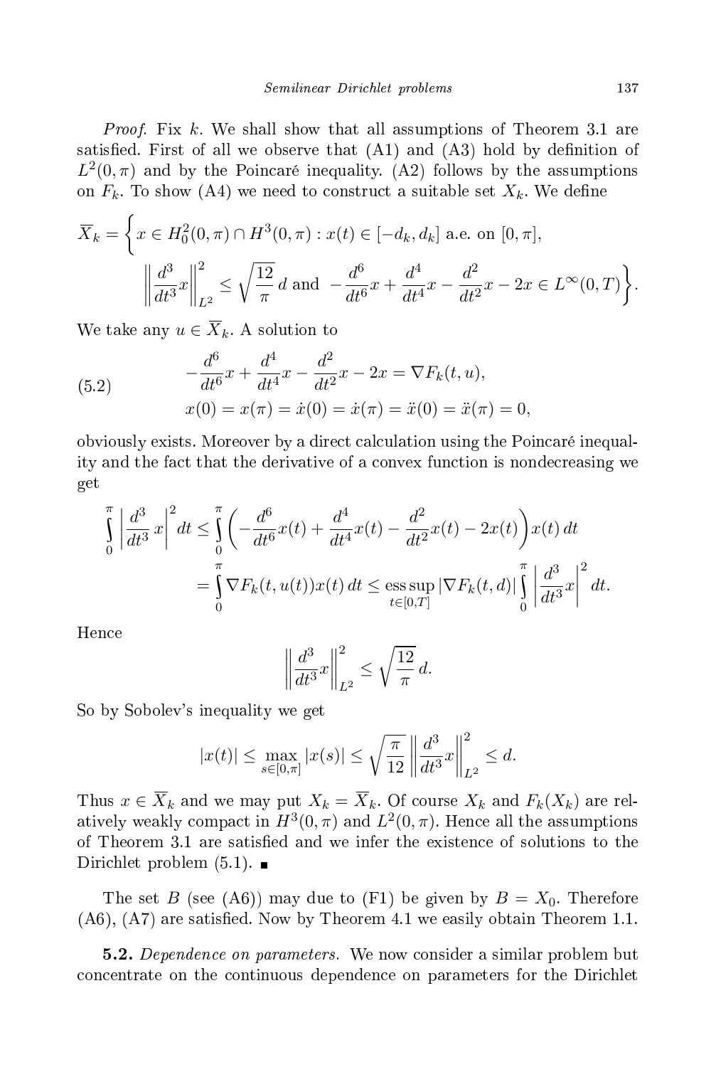*Proof.* Fix $k$. We shall show that all assumptions of Theorem 3.1 are satisfied. First of all we observe that (A1) and (A3) hold by definition of $L^2(0,\pi)$ and by the Poincaré inequality. (A2) follows by the assumptions on $F_k$. To show (A4) we need to construct a suitable set $X_k$. We define

$$\overline{X}_k = \bigg\{ x \in H_0^2(0,\pi) \cap H^3(0,\pi) : x(t) \in [-d_k, d_k] \text{ a.e. on } [0,\pi],$$
$$\left\| \frac{d^3}{dt^3} x \right\|_{L^2}^2 \le \sqrt{\frac{12}{\pi}}\, d \text{ and } -\frac{d^6}{dt^6}x + \frac{d^4}{dt^4}x - \frac{d^2}{dt^2}x - 2x \in L^\infty(0,T) \bigg\}.$$

We take any $u \in \overline{X}_k$. A solution to

$$\tag{5.2} \begin{gathered} -\frac{d^6}{dt^6}x + \frac{d^4}{dt^4}x - \frac{d^2}{dt^2}x - 2x = \nabla F_k(t,u), \\ x(0) = x(\pi) = \dot{x}(0) = \dot{x}(\pi) = \ddot{x}(0) = \ddot{x}(\pi) = 0, \end{gathered}$$

obviously exists. Moreover by a direct calculation using the Poincaré inequality and the fact that the derivative of a convex function is nondecreasing we get

$$\begin{aligned} \int_0^\pi \left| \frac{d^3}{dt^3}\, x \right|^2 dt &\le \int_0^\pi \left( -\frac{d^6}{dt^6}x(t) + \frac{d^4}{dt^4}x(t) - \frac{d^2}{dt^2}x(t) - 2x(t) \right) x(t)\, dt \\ &= \int_0^\pi \nabla F_k(t, u(t)) x(t)\, dt \le \operatorname*{ess\,sup}_{t\in[0,T]} |\nabla F_k(t,d)| \int_0^\pi \left| \frac{d^3}{dt^3} x \right|^2 dt. \end{aligned}$$

Hence

$$\left\| \frac{d^3}{dt^3} x \right\|_{L^2}^2 \le \sqrt{\frac{12}{\pi}}\, d.$$

So by Sobolev's inequality we get

$$|x(t)| \le \max_{s\in[0,\pi]} |x(s)| \le \sqrt{\frac{\pi}{12}} \left\| \frac{d^3}{dt^3} x \right\|_{L^2}^2 \le d.$$

Thus $x \in \overline{X}_k$ and we may put $X_k = \overline{X}_k$. Of course $X_k$ and $F_k(X_k)$ are relatively weakly compact in $H^3(0,\pi)$ and $L^2(0,\pi)$. Hence all the assumptions of Theorem 3.1 are satisfied and we infer the existence of solutions to the Dirichlet problem (5.1). ∎

The set $B$ (see (A6)) may due to (F1) be given by $B = X_0$. Therefore (A6), (A7) are satisfied. Now by Theorem 4.1 we easily obtain Theorem 1.1.

**5.2.** *Dependence on parameters.* We now consider a similar problem but concentrate on the continuous dependence on parameters for the Dirichlet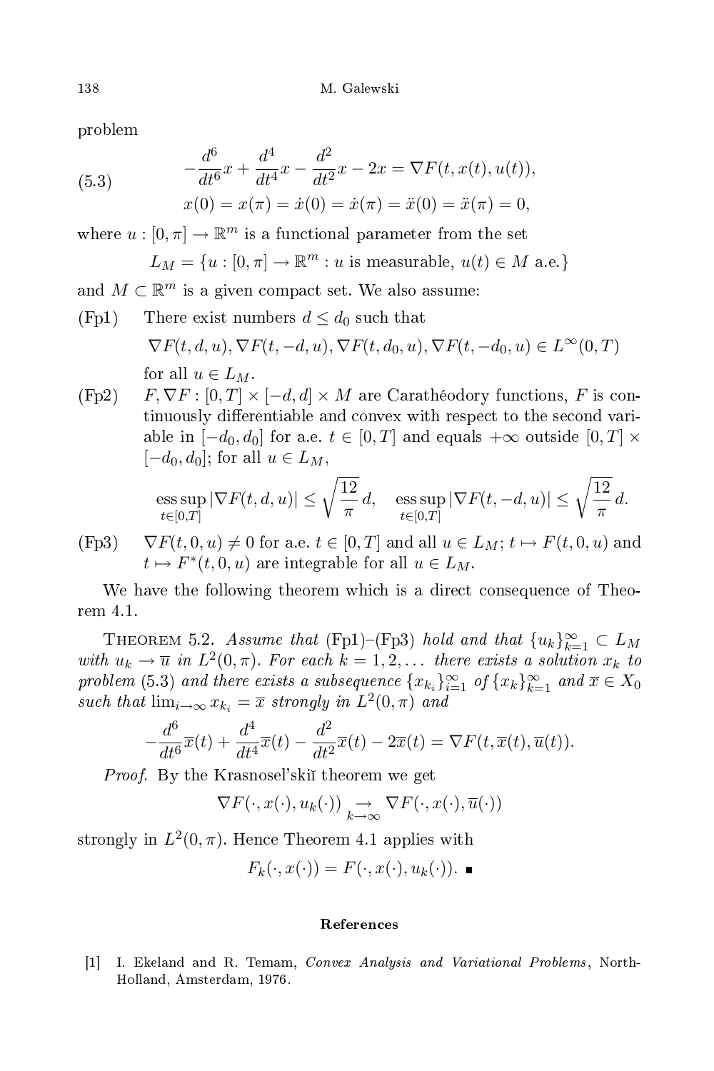problem

$$
\begin{aligned}
(5.3)\qquad & -\frac{d^6}{dt^6}x + \frac{d^4}{dt^4}x - \frac{d^2}{dt^2}x - 2x = \nabla F(t, x(t), u(t)), \\
& x(0) = x(\pi) = \dot{x}(0) = \dot{x}(\pi) = \ddot{x}(0) = \ddot{x}(\pi) = 0,
\end{aligned}
$$

where $u : [0, \pi] \to \mathbb{R}^m$ is a functional parameter from the set

$$
L_M = \{u : [0, \pi] \to \mathbb{R}^m : u \text{ is measurable, } u(t) \in M \text{ a.e.}\}
$$

and $M \subset \mathbb{R}^m$ is a given compact set. We also assume:

(Fp1) There exist numbers $d \le d_0$ such that

$$
\nabla F(t, d, u), \nabla F(t, -d, u), \nabla F(t, d_0, u), \nabla F(t, -d_0, u) \in L^\infty(0, T)
$$

for all $u \in L_M$.

(Fp2) $F, \nabla F : [0, T] \times [-d, d] \times M$ are Carathéodory functions, $F$ is continuously differentiable and convex with respect to the second variable in $[-d_0, d_0]$ for a.e. $t \in [0, T]$ and equals $+\infty$ outside $[0, T] \times [-d_0, d_0]$; for all $u \in L_M$,

$$
\operatorname*{ess\,sup}_{t \in [0,T]} |\nabla F(t, d, u)| \le \sqrt{\frac{12}{\pi}}\, d, \quad \operatorname*{ess\,sup}_{t \in [0,T]} |\nabla F(t, -d, u)| \le \sqrt{\frac{12}{\pi}}\, d.
$$

(Fp3) $\nabla F(t, 0, u) \neq 0$ for a.e. $t \in [0, T]$ and all $u \in L_M$; $t \mapsto F(t, 0, u)$ and $t \mapsto F^*(t, 0, u)$ are integrable for all $u \in L_M$.

We have the following theorem which is a direct consequence of Theorem 4.1.

**Theorem 5.2.** *Assume that* (Fp1)–(Fp3) *hold and that* $\{u_k\}_{k=1}^\infty \subset L_M$ *with* $u_k \to \overline{u}$ *in* $L^2(0, \pi)$. *For each* $k = 1, 2, \ldots$ *there exists a solution* $x_k$ *to problem* (5.3) *and there exists a subsequence* $\{x_{k_i}\}_{i=1}^\infty$ *of* $\{x_k\}_{k=1}^\infty$ *and* $\overline{x} \in X_0$ *such that* $\lim_{i\to\infty} x_{k_i} = \overline{x}$ *strongly in* $L^2(0, \pi)$ *and*

$$
-\frac{d^6}{dt^6}\overline{x}(t) + \frac{d^4}{dt^4}\overline{x}(t) - \frac{d^2}{dt^2}\overline{x}(t) - 2\overline{x}(t) = \nabla F(t, \overline{x}(t), \overline{u}(t)).
$$

*Proof.* By the Krasnosel'skiĭ theorem we get

$$
\nabla F(\cdot, x(\cdot), u_k(\cdot)) \underset{k\to\infty}{\to} \nabla F(\cdot, x(\cdot), \overline{u}(\cdot))
$$

strongly in $L^2(0, \pi)$. Hence Theorem 4.1 applies with

$$
F_k(\cdot, x(\cdot)) = F(\cdot, x(\cdot), u_k(\cdot)). \blacksquare
$$

## References

[1] I. Ekeland and R. Temam, *Convex Analysis and Variational Problems*, North-Holland, Amsterdam, 1976.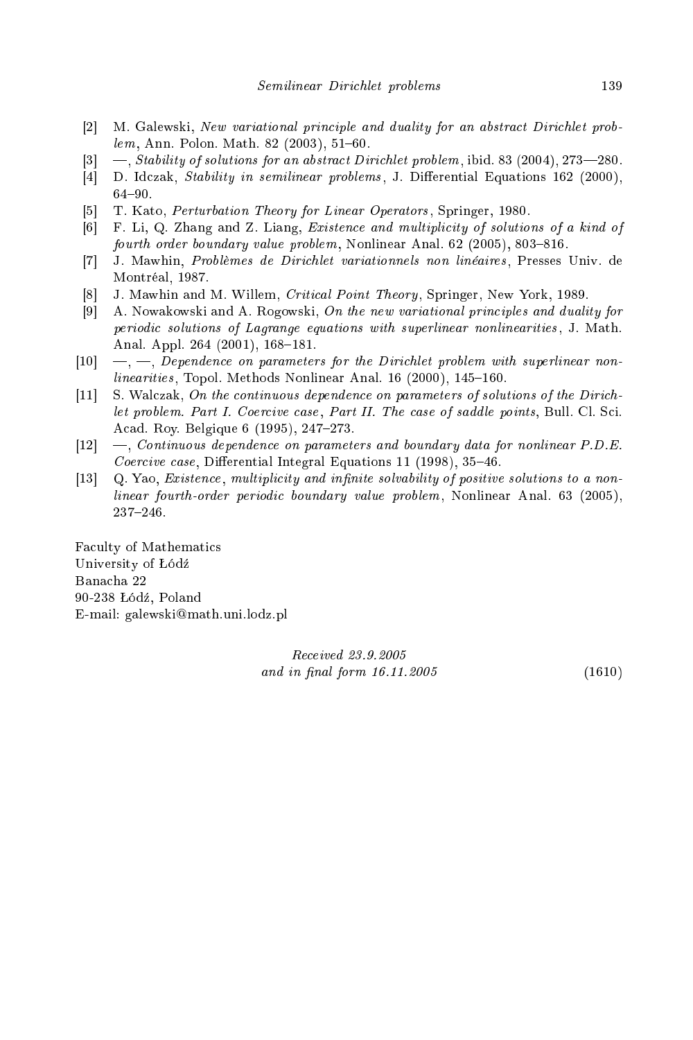[2] M. Galewski, *New variational principle and duality for an abstract Dirichlet problem*, Ann. Polon. Math. 82 (2003), 51–60.

[3] —, *Stability of solutions for an abstract Dirichlet problem*, ibid. 83 (2004), 273—280.

[4] D. Idczak, *Stability in semilinear problems*, J. Differential Equations 162 (2000), 64–90.

[5] T. Kato, *Perturbation Theory for Linear Operators*, Springer, 1980.

[6] F. Li, Q. Zhang and Z. Liang, *Existence and multiplicity of solutions of a kind of fourth order boundary value problem*, Nonlinear Anal. 62 (2005), 803–816.

[7] J. Mawhin, *Problèmes de Dirichlet variationnels non linéaires*, Presses Univ. de Montréal, 1987.

[8] J. Mawhin and M. Willem, *Critical Point Theory*, Springer, New York, 1989.

[9] A. Nowakowski and A. Rogowski, *On the new variational principles and duality for periodic solutions of Lagrange equations with superlinear nonlinearities*, J. Math. Anal. Appl. 264 (2001), 168–181.

[10] —, —, *Dependence on parameters for the Dirichlet problem with superlinear nonlinearities*, Topol. Methods Nonlinear Anal. 16 (2000), 145–160.

[11] S. Walczak, *On the continuous dependence on parameters of solutions of the Dirichlet problem. Part I. Coercive case, Part II. The case of saddle points*, Bull. Cl. Sci. Acad. Roy. Belgique 6 (1995), 247–273.

[12] —, *Continuous dependence on parameters and boundary data for nonlinear P.D.E. Coercive case*, Differential Integral Equations 11 (1998), 35–46.

[13] Q. Yao, *Existence, multiplicity and infinite solvability of positive solutions to a nonlinear fourth-order periodic boundary value problem*, Nonlinear Anal. 63 (2005), 237–246.

Faculty of Mathematics
University of Łódź
Banacha 22
90-238 Łódź, Poland
E-mail: galewski@math.uni.lodz.pl

*Received 23.9.2005*
*and in final form 16.11.2005* (1610)